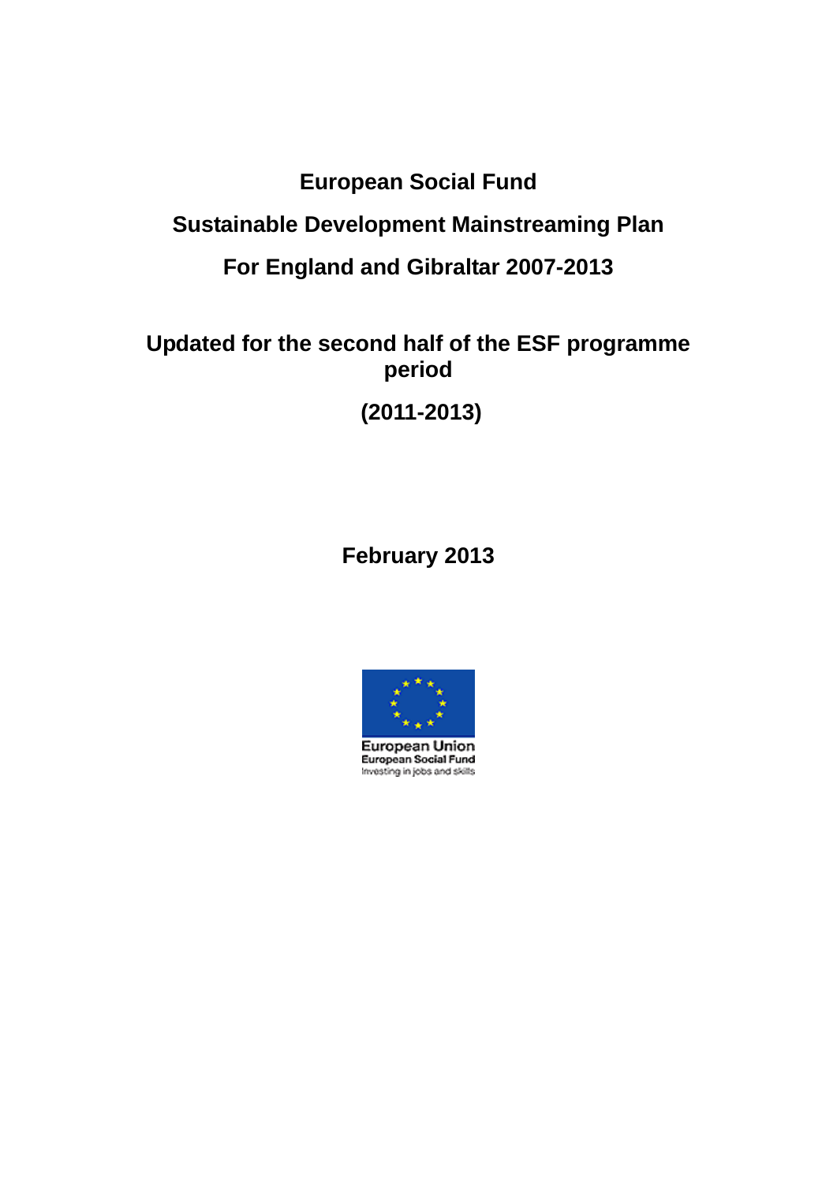# European Social Fund

# Sustainable Development Mainstreaming Plan

# For England and Gibraltar 2007-2013

## Updated for the second half of the ESF programme period

## (2011-2013)

**February 2013**

European Union
European Social Fund
Investing in jobs and skills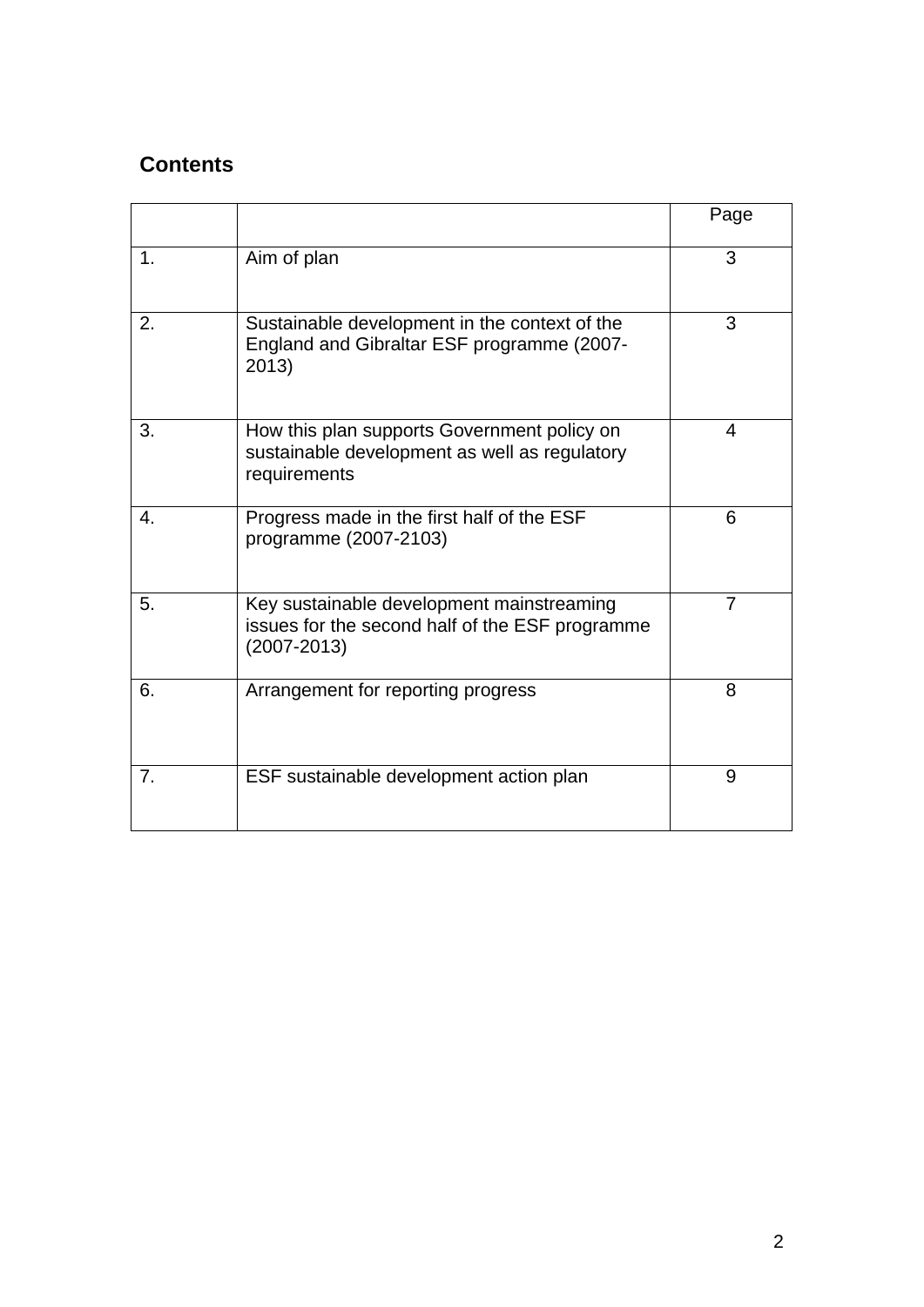## Contents

| | | Page |
|---|---|---|
| 1. | Aim of plan | 3 |
| 2. | Sustainable development in the context of the England and Gibraltar ESF programme (2007-2013) | 3 |
| 3. | How this plan supports Government policy on sustainable development as well as regulatory requirements | 4 |
| 4. | Progress made in the first half of the ESF programme (2007-2103) | 6 |
| 5. | Key sustainable development mainstreaming issues for the second half of the ESF programme (2007-2013) | 7 |
| 6. | Arrangement for reporting progress | 8 |
| 7. | ESF sustainable development action plan | 9 |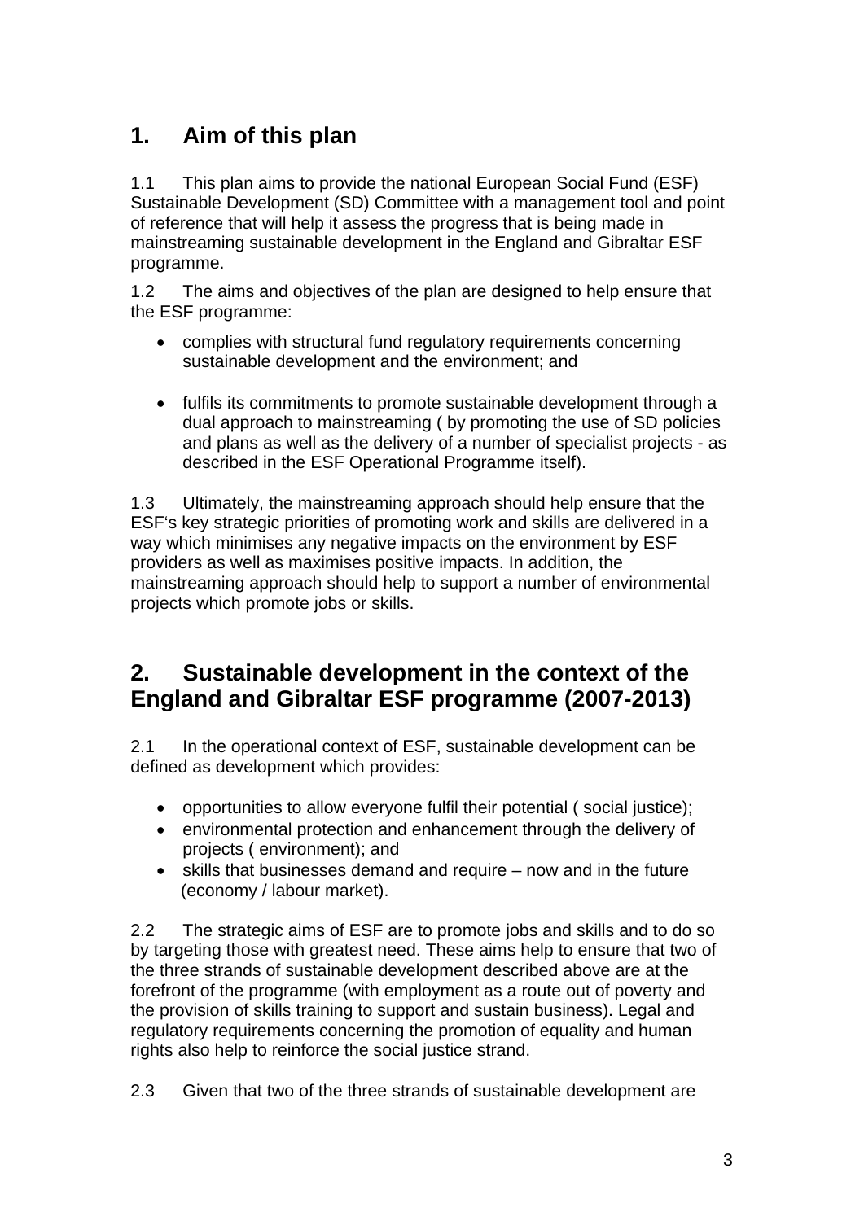## 1. Aim of this plan

1.1 This plan aims to provide the national European Social Fund (ESF) Sustainable Development (SD) Committee with a management tool and point of reference that will help it assess the progress that is being made in mainstreaming sustainable development in the England and Gibraltar ESF programme.

1.2 The aims and objectives of the plan are designed to help ensure that the ESF programme:

- complies with structural fund regulatory requirements concerning sustainable development and the environment; and

- fulfils its commitments to promote sustainable development through a dual approach to mainstreaming ( by promoting the use of SD policies and plans as well as the delivery of a number of specialist projects - as described in the ESF Operational Programme itself).

1.3 Ultimately, the mainstreaming approach should help ensure that the ESF's key strategic priorities of promoting work and skills are delivered in a way which minimises any negative impacts on the environment by ESF providers as well as maximises positive impacts. In addition, the mainstreaming approach should help to support a number of environmental projects which promote jobs or skills.

## 2. Sustainable development in the context of the England and Gibraltar ESF programme (2007-2013)

2.1 In the operational context of ESF, sustainable development can be defined as development which provides:

- opportunities to allow everyone fulfil their potential ( social justice);
- environmental protection and enhancement through the delivery of projects ( environment); and
- skills that businesses demand and require – now and in the future (economy / labour market).

2.2 The strategic aims of ESF are to promote jobs and skills and to do so by targeting those with greatest need. These aims help to ensure that two of the three strands of sustainable development described above are at the forefront of the programme (with employment as a route out of poverty and the provision of skills training to support and sustain business). Legal and regulatory requirements concerning the promotion of equality and human rights also help to reinforce the social justice strand.

2.3 Given that two of the three strands of sustainable development are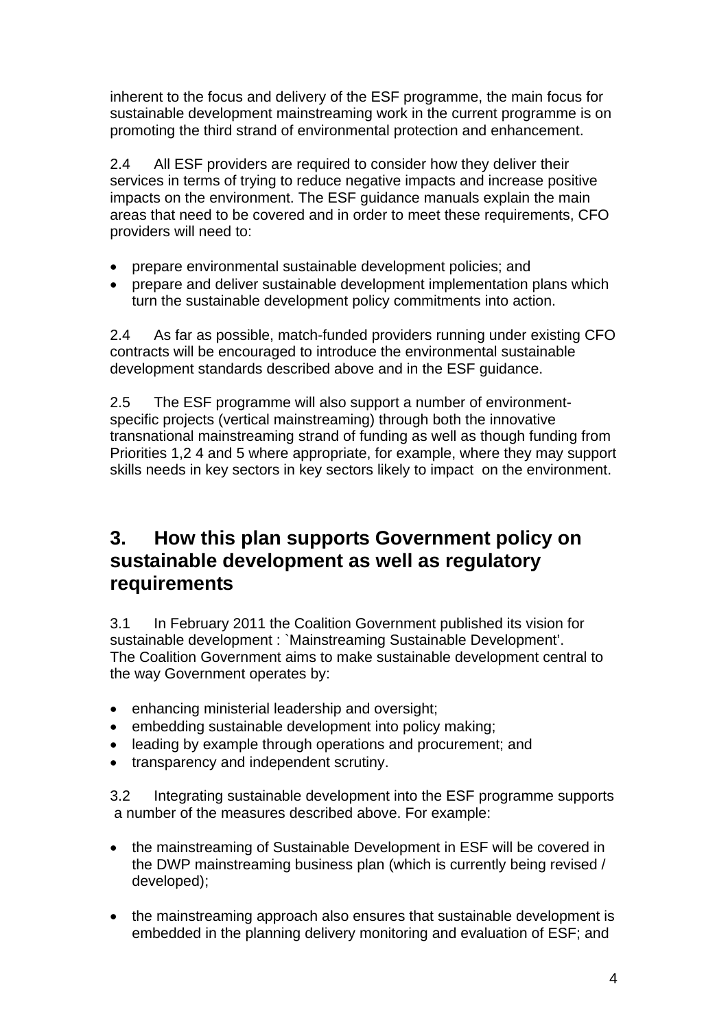inherent to the focus and delivery of the ESF programme, the main focus for sustainable development mainstreaming work in the current programme is on promoting the third strand of environmental protection and enhancement.

2.4 All ESF providers are required to consider how they deliver their services in terms of trying to reduce negative impacts and increase positive impacts on the environment. The ESF guidance manuals explain the main areas that need to be covered and in order to meet these requirements, CFO providers will need to:

- prepare environmental sustainable development policies; and
- prepare and deliver sustainable development implementation plans which turn the sustainable development policy commitments into action.

2.4 As far as possible, match-funded providers running under existing CFO contracts will be encouraged to introduce the environmental sustainable development standards described above and in the ESF guidance.

2.5 The ESF programme will also support a number of environment-specific projects (vertical mainstreaming) through both the innovative transnational mainstreaming strand of funding as well as though funding from Priorities 1,2 4 and 5 where appropriate, for example, where they may support skills needs in key sectors in key sectors likely to impact on the environment.

## 3. How this plan supports Government policy on sustainable development as well as regulatory requirements

3.1 In February 2011 the Coalition Government published its vision for sustainable development : `Mainstreaming Sustainable Development'. The Coalition Government aims to make sustainable development central to the way Government operates by:

- enhancing ministerial leadership and oversight;
- embedding sustainable development into policy making;
- leading by example through operations and procurement; and
- transparency and independent scrutiny.

3.2 Integrating sustainable development into the ESF programme supports a number of the measures described above. For example:

- the mainstreaming of Sustainable Development in ESF will be covered in the DWP mainstreaming business plan (which is currently being revised / developed);

- the mainstreaming approach also ensures that sustainable development is embedded in the planning delivery monitoring and evaluation of ESF; and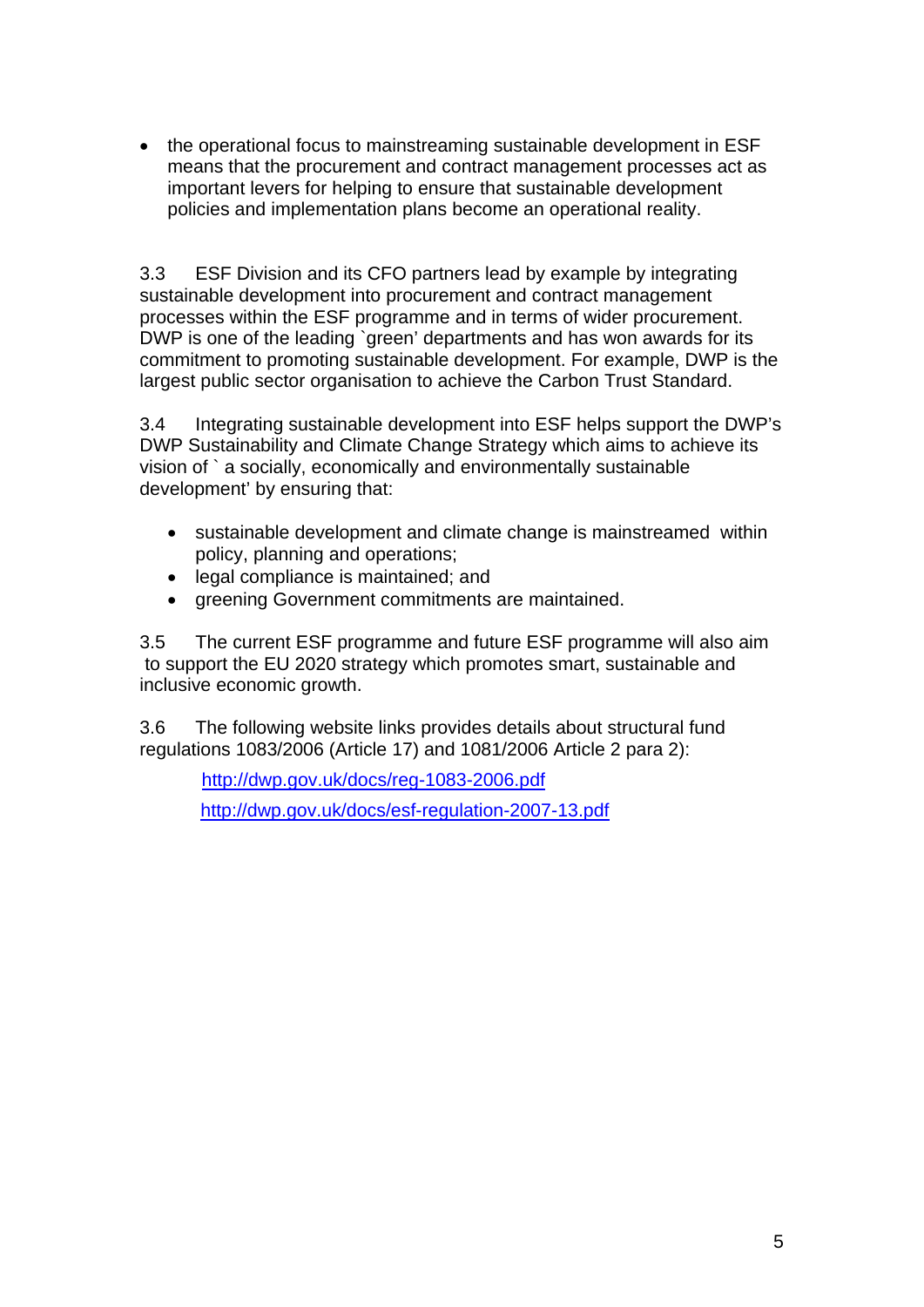- the operational focus to mainstreaming sustainable development in ESF means that the procurement and contract management processes act as important levers for helping to ensure that sustainable development policies and implementation plans become an operational reality.

3.3 ESF Division and its CFO partners lead by example by integrating sustainable development into procurement and contract management processes within the ESF programme and in terms of wider procurement. DWP is one of the leading `green' departments and has won awards for its commitment to promoting sustainable development. For example, DWP is the largest public sector organisation to achieve the Carbon Trust Standard.

3.4 Integrating sustainable development into ESF helps support the DWP's DWP Sustainability and Climate Change Strategy which aims to achieve its vision of ` a socially, economically and environmentally sustainable development' by ensuring that:

- sustainable development and climate change is mainstreamed within policy, planning and operations;
- legal compliance is maintained; and
- greening Government commitments are maintained.

3.5 The current ESF programme and future ESF programme will also aim to support the EU 2020 strategy which promotes smart, sustainable and inclusive economic growth.

3.6 The following website links provides details about structural fund regulations 1083/2006 (Article 17) and 1081/2006 Article 2 para 2):

http://dwp.gov.uk/docs/reg-1083-2006.pdf

http://dwp.gov.uk/docs/esf-regulation-2007-13.pdf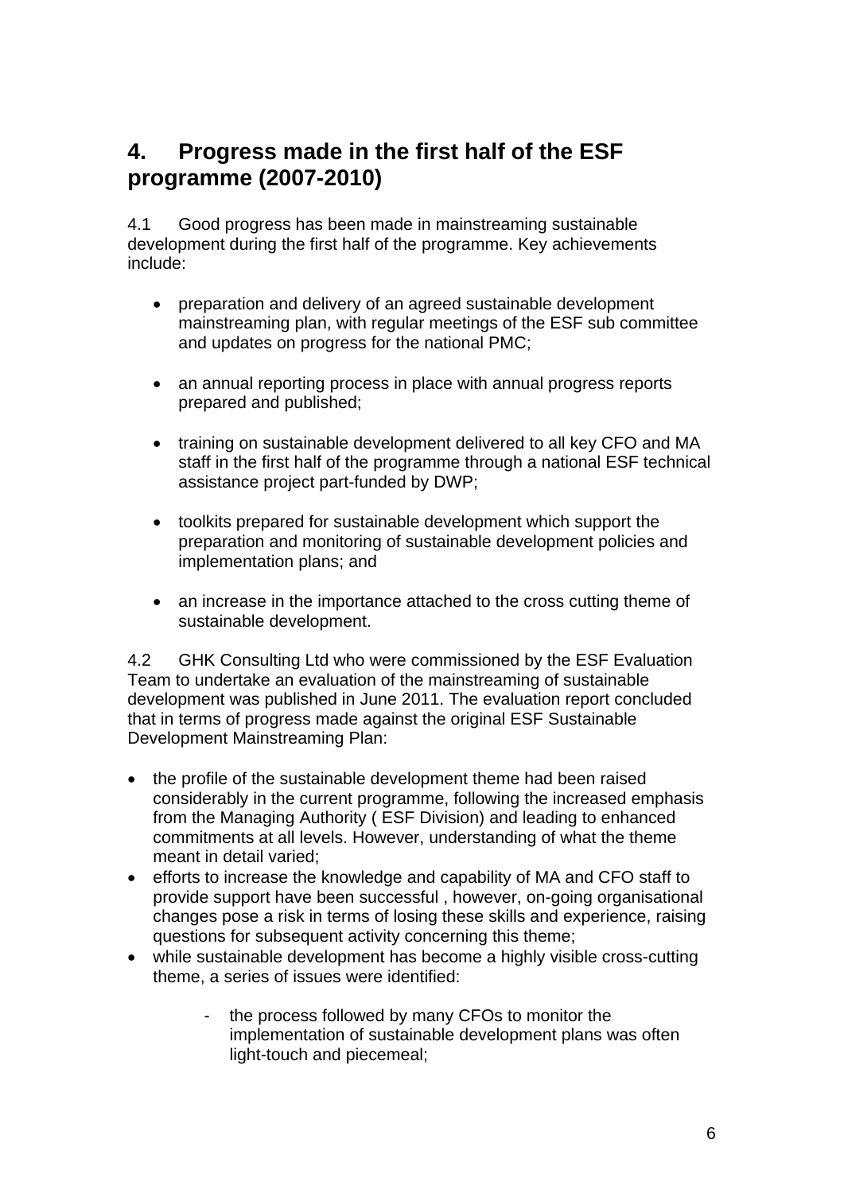## 4. Progress made in the first half of the ESF programme (2007-2010)

4.1 Good progress has been made in mainstreaming sustainable development during the first half of the programme. Key achievements include:

- preparation and delivery of an agreed sustainable development mainstreaming plan, with regular meetings of the ESF sub committee and updates on progress for the national PMC;

- an annual reporting process in place with annual progress reports prepared and published;

- training on sustainable development delivered to all key CFO and MA staff in the first half of the programme through a national ESF technical assistance project part-funded by DWP;

- toolkits prepared for sustainable development which support the preparation and monitoring of sustainable development policies and implementation plans; and

- an increase in the importance attached to the cross cutting theme of sustainable development.

4.2 GHK Consulting Ltd who were commissioned by the ESF Evaluation Team to undertake an evaluation of the mainstreaming of sustainable development was published in June 2011. The evaluation report concluded that in terms of progress made against the original ESF Sustainable Development Mainstreaming Plan:

- the profile of the sustainable development theme had been raised considerably in the current programme, following the increased emphasis from the Managing Authority ( ESF Division) and leading to enhanced commitments at all levels. However, understanding of what the theme meant in detail varied;
- efforts to increase the knowledge and capability of MA and CFO staff to provide support have been successful , however, on-going organisational changes pose a risk in terms of losing these skills and experience, raising questions for subsequent activity concerning this theme;
- while sustainable development has become a highly visible cross-cutting theme, a series of issues were identified:
    - the process followed by many CFOs to monitor the implementation of sustainable development plans was often light-touch and piecemeal;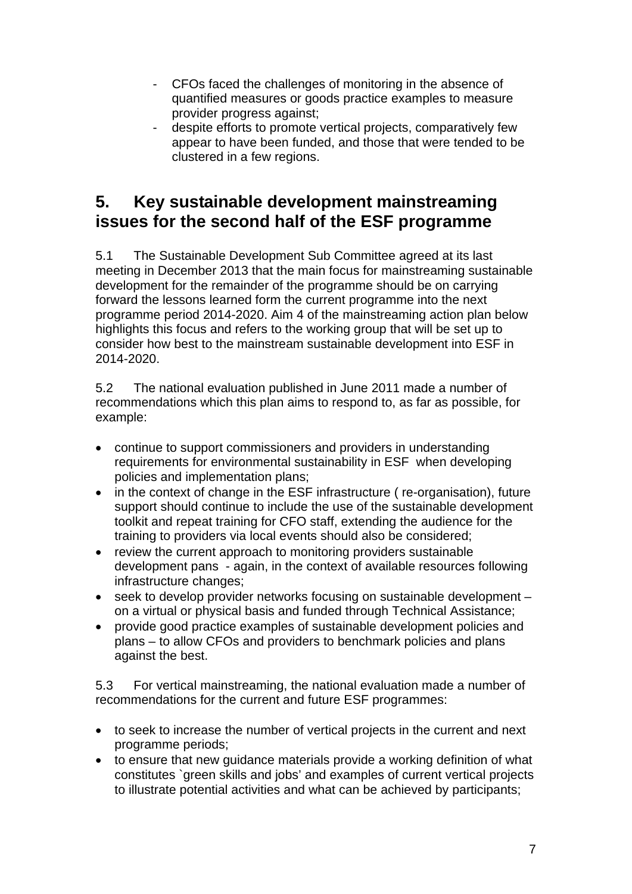- CFOs faced the challenges of monitoring in the absence of quantified measures or goods practice examples to measure provider progress against;
- despite efforts to promote vertical projects, comparatively few appear to have been funded, and those that were tended to be clustered in a few regions.

## 5. Key sustainable development mainstreaming issues for the second half of the ESF programme

5.1 The Sustainable Development Sub Committee agreed at its last meeting in December 2013 that the main focus for mainstreaming sustainable development for the remainder of the programme should be on carrying forward the lessons learned form the current programme into the next programme period 2014-2020. Aim 4 of the mainstreaming action plan below highlights this focus and refers to the working group that will be set up to consider how best to the mainstream sustainable development into ESF in 2014-2020.

5.2 The national evaluation published in June 2011 made a number of recommendations which this plan aims to respond to, as far as possible, for example:

- continue to support commissioners and providers in understanding requirements for environmental sustainability in ESF when developing policies and implementation plans;
- in the context of change in the ESF infrastructure ( re-organisation), future support should continue to include the use of the sustainable development toolkit and repeat training for CFO staff, extending the audience for the training to providers via local events should also be considered;
- review the current approach to monitoring providers sustainable development pans - again, in the context of available resources following infrastructure changes;
- seek to develop provider networks focusing on sustainable development – on a virtual or physical basis and funded through Technical Assistance;
- provide good practice examples of sustainable development policies and plans – to allow CFOs and providers to benchmark policies and plans against the best.

5.3 For vertical mainstreaming, the national evaluation made a number of recommendations for the current and future ESF programmes:

- to seek to increase the number of vertical projects in the current and next programme periods;
- to ensure that new guidance materials provide a working definition of what constitutes `green skills and jobs' and examples of current vertical projects to illustrate potential activities and what can be achieved by participants;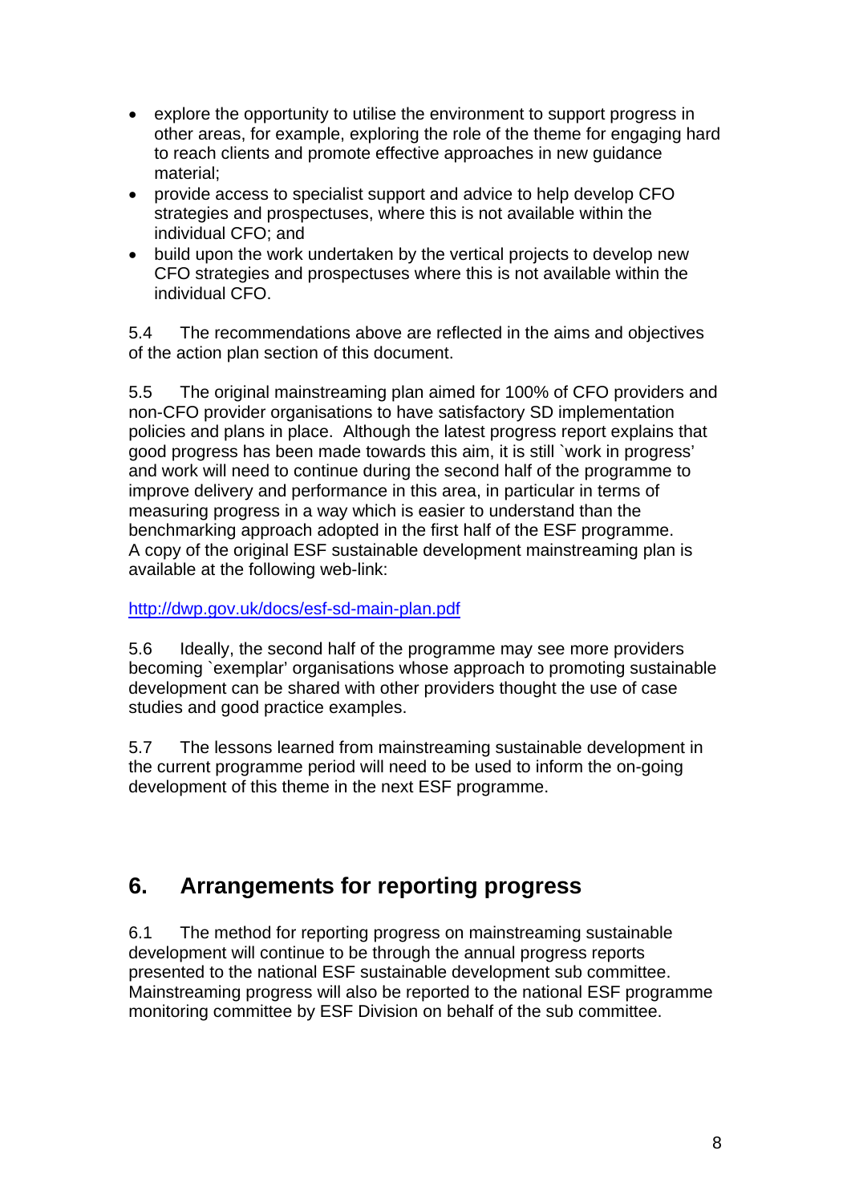- explore the opportunity to utilise the environment to support progress in other areas, for example, exploring the role of the theme for engaging hard to reach clients and promote effective approaches in new guidance material;
- provide access to specialist support and advice to help develop CFO strategies and prospectuses, where this is not available within the individual CFO; and
- build upon the work undertaken by the vertical projects to develop new CFO strategies and prospectuses where this is not available within the individual CFO.

5.4 The recommendations above are reflected in the aims and objectives of the action plan section of this document.

5.5 The original mainstreaming plan aimed for 100% of CFO providers and non-CFO provider organisations to have satisfactory SD implementation policies and plans in place. Although the latest progress report explains that good progress has been made towards this aim, it is still `work in progress' and work will need to continue during the second half of the programme to improve delivery and performance in this area, in particular in terms of measuring progress in a way which is easier to understand than the benchmarking approach adopted in the first half of the ESF programme. A copy of the original ESF sustainable development mainstreaming plan is available at the following web-link:

http://dwp.gov.uk/docs/esf-sd-main-plan.pdf

5.6 Ideally, the second half of the programme may see more providers becoming `exemplar' organisations whose approach to promoting sustainable development can be shared with other providers thought the use of case studies and good practice examples.

5.7 The lessons learned from mainstreaming sustainable development in the current programme period will need to be used to inform the on-going development of this theme in the next ESF programme.

## 6. Arrangements for reporting progress

6.1 The method for reporting progress on mainstreaming sustainable development will continue to be through the annual progress reports presented to the national ESF sustainable development sub committee. Mainstreaming progress will also be reported to the national ESF programme monitoring committee by ESF Division on behalf of the sub committee.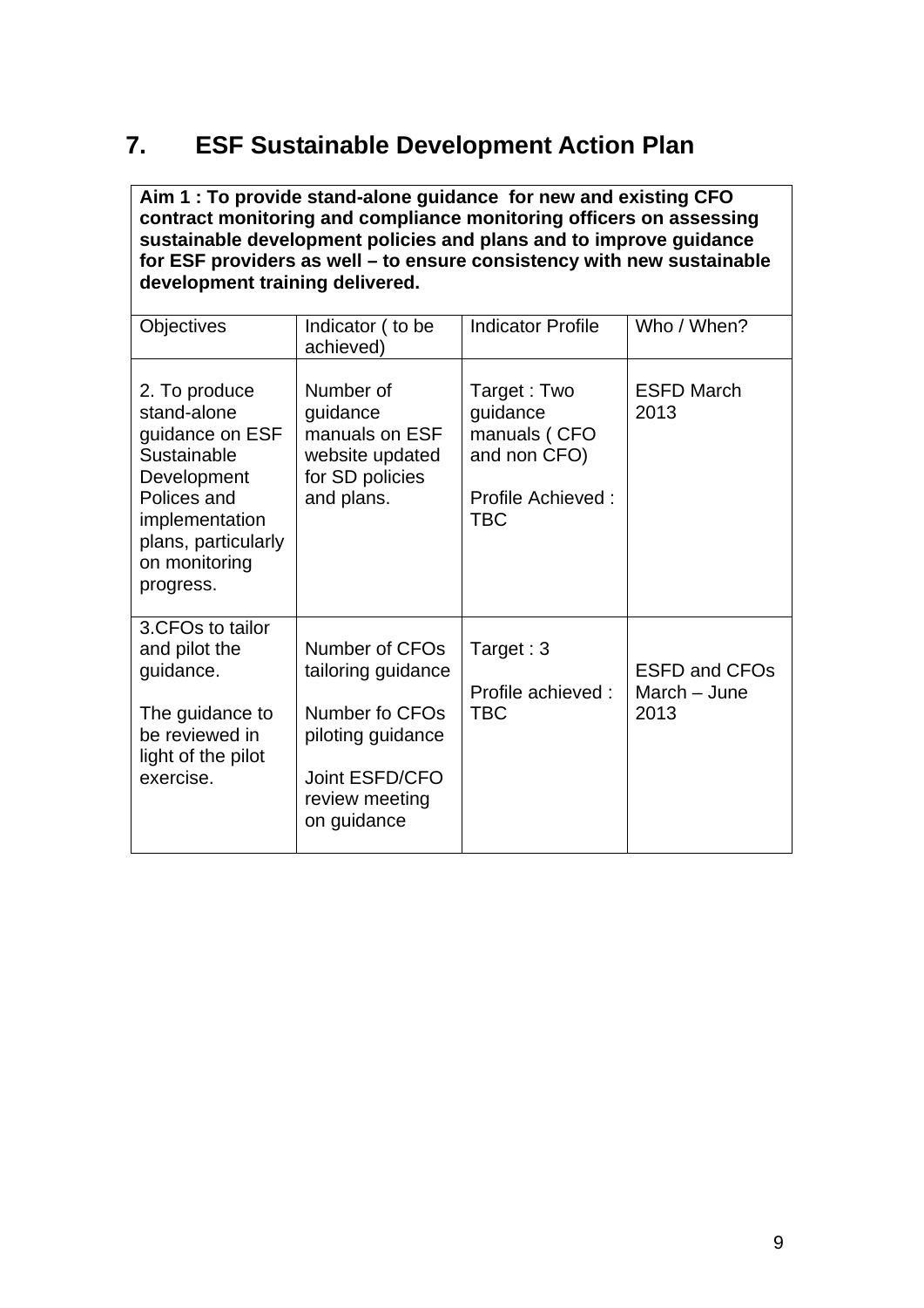# 7. ESF Sustainable Development Action Plan

| **Aim 1 : To provide stand-alone guidance for new and existing CFO contract monitoring and compliance monitoring officers on assessing sustainable development policies and plans and to improve guidance for ESF providers as well – to ensure consistency with new sustainable development training delivered.** | | | |
|---|---|---|---|
| Objectives | Indicator ( to be achieved) | Indicator Profile | Who / When? |
| 2. To produce stand-alone guidance on ESF Sustainable Development Polices and implementation plans, particularly on monitoring progress. | Number of guidance manuals on ESF website updated for SD policies and plans. | Target : Two guidance manuals ( CFO and non CFO)<br><br>Profile Achieved : TBC | ESFD March 2013 |
| 3.CFOs to tailor and pilot the guidance.<br><br>The guidance to be reviewed in light of the pilot exercise. | Number of CFOs tailoring guidance<br><br>Number fo CFOs piloting guidance<br><br>Joint ESFD/CFO review meeting on guidance | Target : 3<br><br>Profile achieved : TBC | ESFD and CFOs March – June 2013 |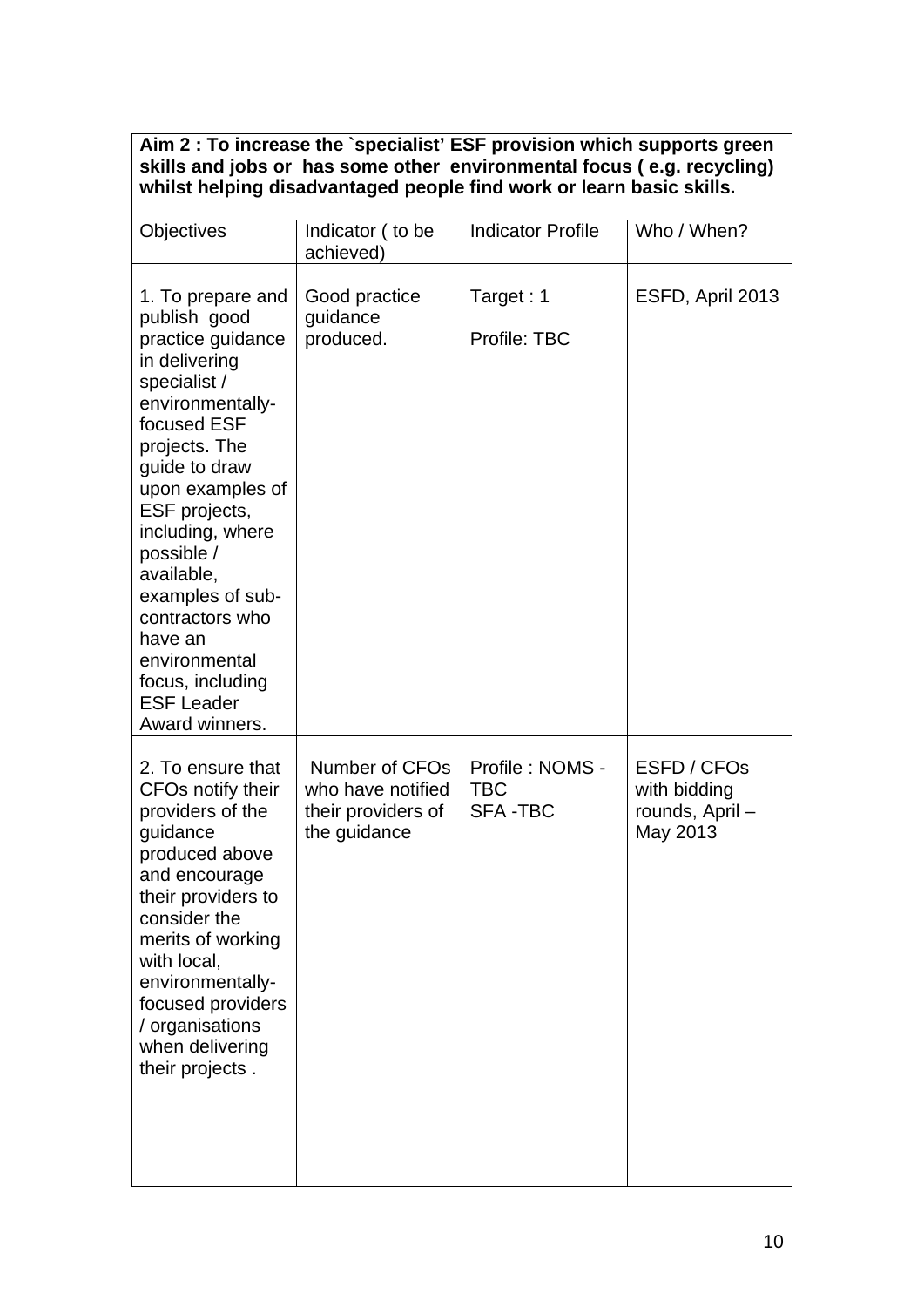**Aim 2 : To increase the `specialist' ESF provision which supports green skills and jobs or has some other environmental focus ( e.g. recycling) whilst helping disadvantaged people find work or learn basic skills.**

| Objectives | Indicator ( to be achieved) | Indicator Profile | Who / When? |
|---|---|---|---|
| 1. To prepare and publish good practice guidance in delivering specialist / environmentally-focused ESF projects. The guide to draw upon examples of ESF projects, including, where possible / available, examples of sub-contractors who have an environmental focus, including ESF Leader Award winners. | Good practice guidance produced. | Target : 1<br><br>Profile: TBC | ESFD, April 2013 |
| 2. To ensure that CFOs notify their providers of the guidance produced above and encourage their providers to consider the merits of working with local, environmentally-focused providers / organisations when delivering their projects . | Number of CFOs who have notified their providers of the guidance | Profile : NOMS - TBC<br>SFA -TBC | ESFD / CFOs with bidding rounds, April – May 2013 |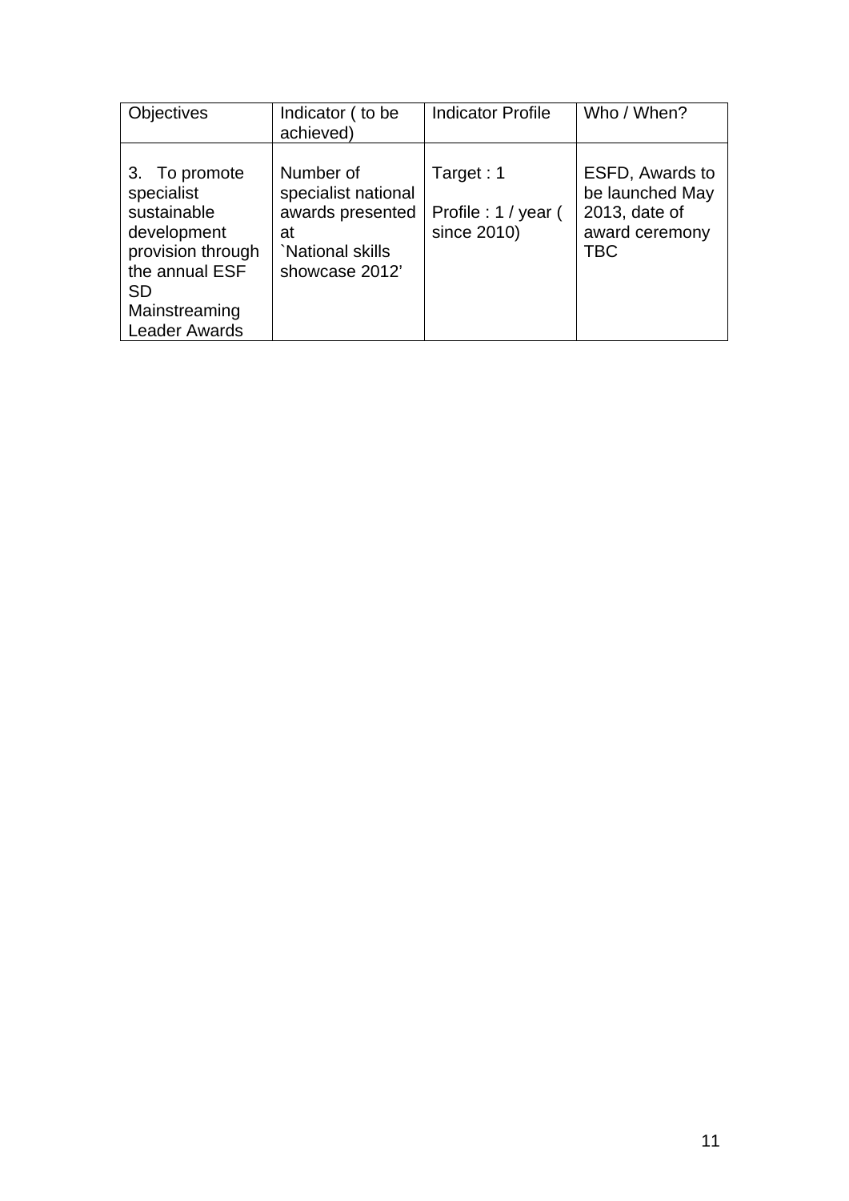| Objectives | Indicator ( to be achieved) | Indicator Profile | Who / When? |
| --- | --- | --- | --- |
| 3. To promote specialist sustainable development provision through the annual ESF SD Mainstreaming Leader Awards | Number of specialist national awards presented at `National skills showcase 2012' | Target : 1<br><br>Profile : 1 / year ( since 2010) | ESFD, Awards to be launched May 2013, date of award ceremony TBC |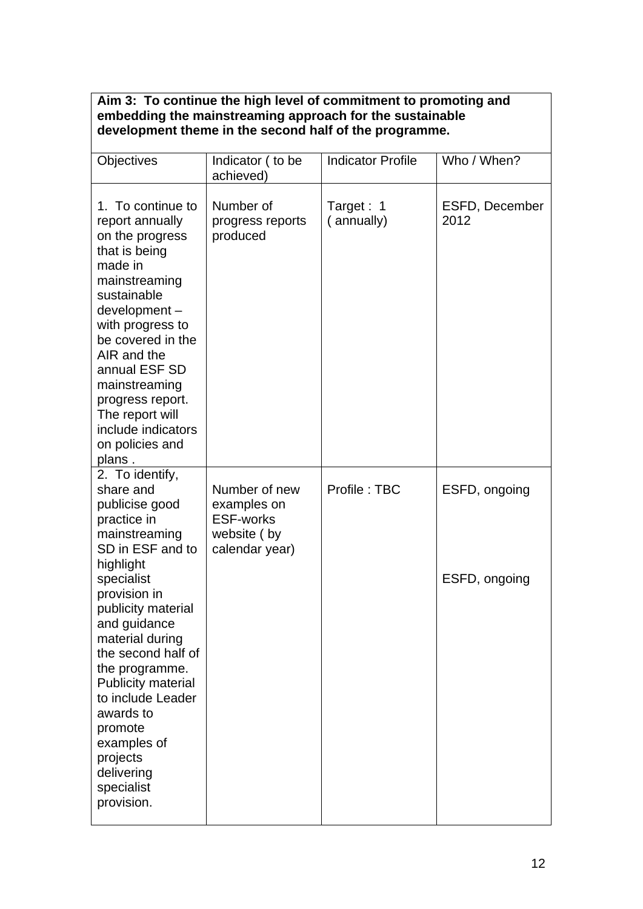| **Aim 3: To continue the high level of commitment to promoting and embedding the mainstreaming approach for the sustainable development theme in the second half of the programme.** | | | |
|---|---|---|---|
| Objectives | Indicator ( to be achieved) | Indicator Profile | Who / When? |
| 1. To continue to report annually on the progress that is being made in mainstreaming sustainable development – with progress to be covered in the AIR and the annual ESF SD mainstreaming progress report. The report will include indicators on policies and plans . | Number of progress reports produced | Target : 1 ( annually) | ESFD, December 2012 |
| 2. To identify, share and publicise good practice in mainstreaming SD in ESF and to highlight specialist provision in publicity material and guidance material during the second half of the programme. Publicity material to include Leader awards to promote examples of projects delivering specialist provision. | Number of new examples on ESF-works website ( by calendar year) | Profile : TBC | ESFD, ongoing<br><br>ESFD, ongoing |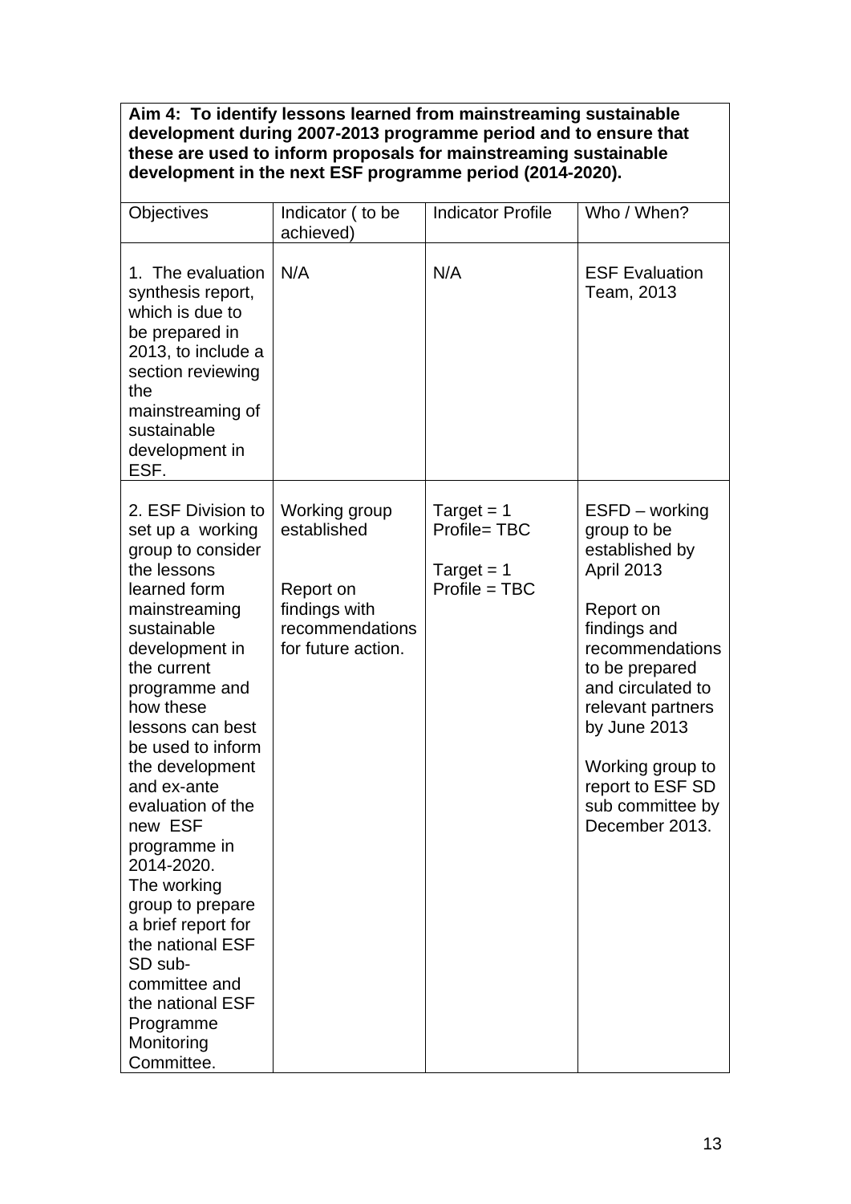| **Aim 4: To identify lessons learned from mainstreaming sustainable development during 2007-2013 programme period and to ensure that these are used to inform proposals for mainstreaming sustainable development in the next ESF programme period (2014-2020).** | | | |
|---|---|---|---|
| Objectives | Indicator ( to be achieved) | Indicator Profile | Who / When? |
| 1. The evaluation synthesis report, which is due to be prepared in 2013, to include a section reviewing the mainstreaming of sustainable development in ESF. | N/A | N/A | ESF Evaluation Team, 2013 |
| 2. ESF Division to set up a working group to consider the lessons learned form mainstreaming sustainable development in the current programme and how these lessons can best be used to inform the development and ex-ante evaluation of the new ESF programme in 2014-2020.<br>The working group to prepare a brief report for the national ESF SD sub-committee and the national ESF Programme Monitoring Committee. | Working group established<br><br>Report on findings with recommendations for future action. | Target = 1<br>Profile= TBC<br><br>Target = 1<br>Profile = TBC | ESFD – working group to be established by April 2013<br><br>Report on findings and recommendations to be prepared and circulated to relevant partners by June 2013<br><br>Working group to report to ESF SD sub committee by December 2013. |